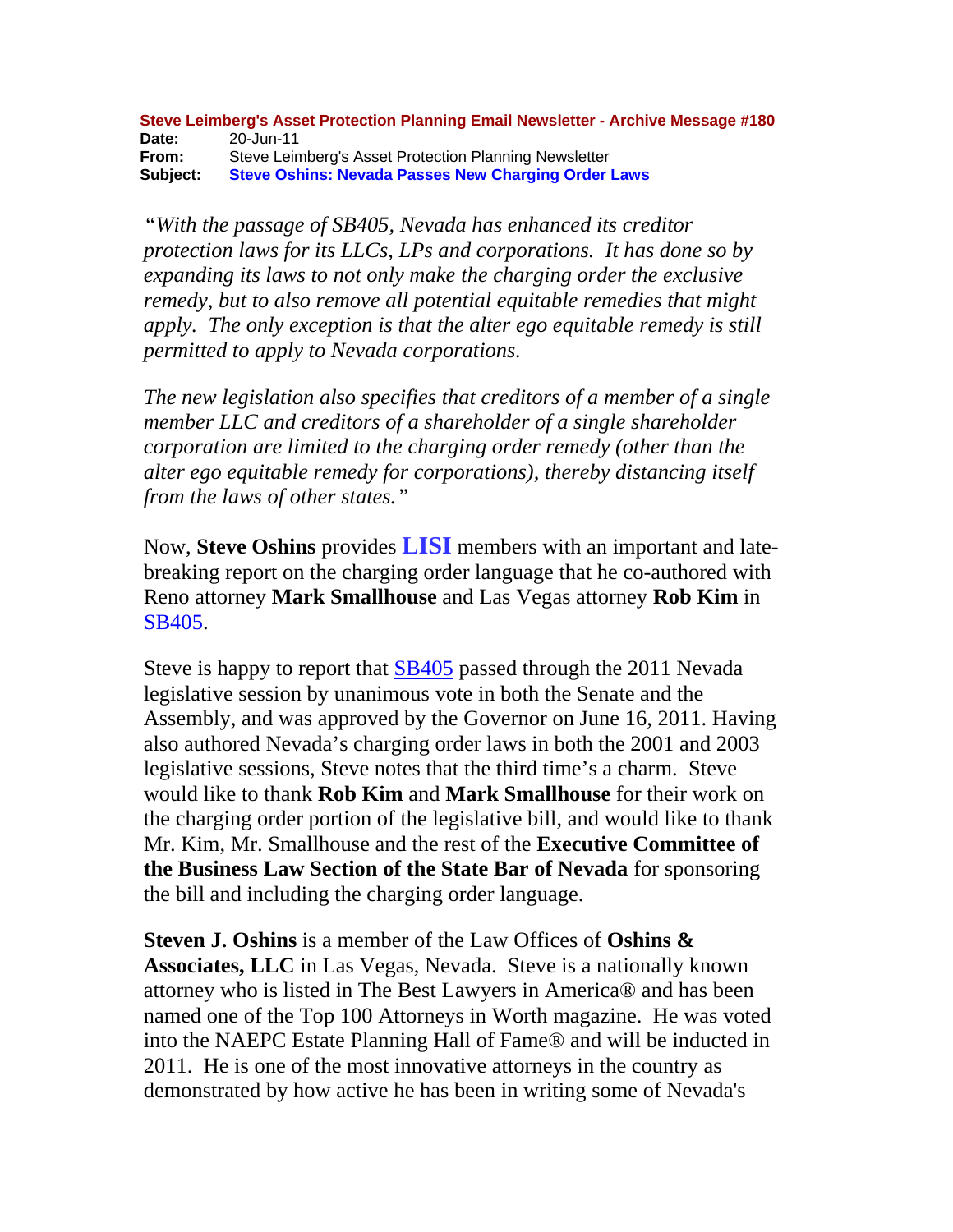**Steve Leimberg's Asset Protection Planning Email Newsletter - Archive Message #180**

**Date:** 20-Jun-11
**From:** Steve Leimberg's Asset Protection Planning Newsletter
**Subject:** **Steve Oshins: Nevada Passes New Charging Order Laws**

*"With the passage of SB405, Nevada has enhanced its creditor protection laws for its LLCs, LPs and corporations. It has done so by expanding its laws to not only make the charging order the exclusive remedy, but to also remove all potential equitable remedies that might apply. The only exception is that the alter ego equitable remedy is still permitted to apply to Nevada corporations.*

*The new legislation also specifies that creditors of a member of a single member LLC and creditors of a shareholder of a single shareholder corporation are limited to the charging order remedy (other than the alter ego equitable remedy for corporations), thereby distancing itself from the laws of other states."*

Now, **Steve Oshins** provides **LISI** members with an important and late-breaking report on the charging order language that he co-authored with Reno attorney **Mark Smallhouse** and Las Vegas attorney **Rob Kim** in SB405.

Steve is happy to report that SB405 passed through the 2011 Nevada legislative session by unanimous vote in both the Senate and the Assembly, and was approved by the Governor on June 16, 2011. Having also authored Nevada's charging order laws in both the 2001 and 2003 legislative sessions, Steve notes that the third time's a charm. Steve would like to thank **Rob Kim** and **Mark Smallhouse** for their work on the charging order portion of the legislative bill, and would like to thank Mr. Kim, Mr. Smallhouse and the rest of the **Executive Committee of the Business Law Section of the State Bar of Nevada** for sponsoring the bill and including the charging order language.

**Steven J. Oshins** is a member of the Law Offices of **Oshins & Associates, LLC** in Las Vegas, Nevada. Steve is a nationally known attorney who is listed in The Best Lawyers in America® and has been named one of the Top 100 Attorneys in Worth magazine. He was voted into the NAEPC Estate Planning Hall of Fame® and will be inducted in 2011. He is one of the most innovative attorneys in the country as demonstrated by how active he has been in writing some of Nevada's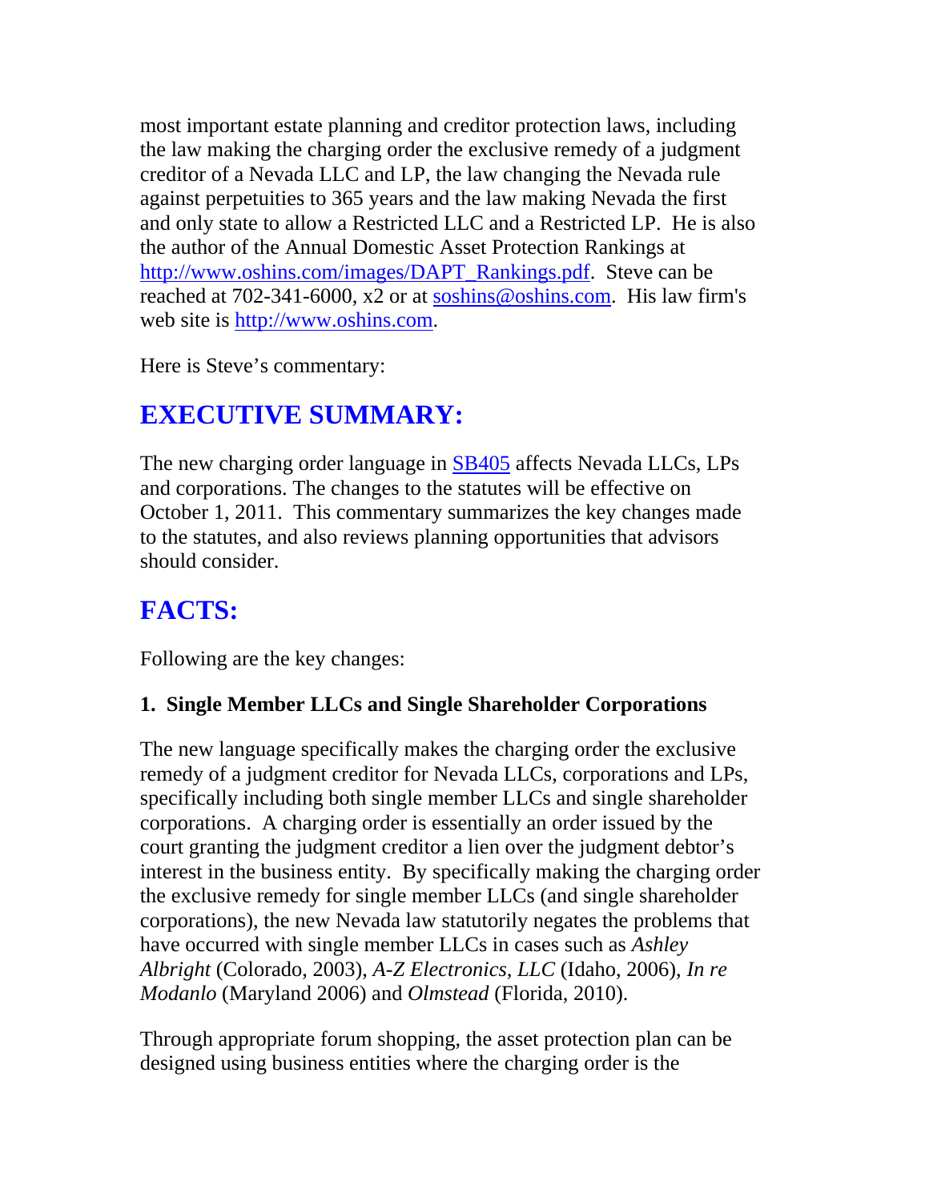most important estate planning and creditor protection laws, including the law making the charging order the exclusive remedy of a judgment creditor of a Nevada LLC and LP, the law changing the Nevada rule against perpetuities to 365 years and the law making Nevada the first and only state to allow a Restricted LLC and a Restricted LP. He is also the author of the Annual Domestic Asset Protection Rankings at [http://www.oshins.com/images/DAPT_Rankings.pdf](http://www.oshins.com/images/DAPT_Rankings.pdf). Steve can be reached at 702-341-6000, x2 or at [soshins@oshins.com](mailto:soshins@oshins.com). His law firm's web site is [http://www.oshins.com](http://www.oshins.com).

Here is Steve's commentary:

## EXECUTIVE SUMMARY:

The new charging order language in [SB405](SB405) affects Nevada LLCs, LPs and corporations. The changes to the statutes will be effective on October 1, 2011. This commentary summarizes the key changes made to the statutes, and also reviews planning opportunities that advisors should consider.

## FACTS:

Following are the key changes:

**1. Single Member LLCs and Single Shareholder Corporations**

The new language specifically makes the charging order the exclusive remedy of a judgment creditor for Nevada LLCs, corporations and LPs, specifically including both single member LLCs and single shareholder corporations. A charging order is essentially an order issued by the court granting the judgment creditor a lien over the judgment debtor's interest in the business entity. By specifically making the charging order the exclusive remedy for single member LLCs (and single shareholder corporations), the new Nevada law statutorily negates the problems that have occurred with single member LLCs in cases such as *Ashley Albright* (Colorado, 2003), *A-Z Electronics, LLC* (Idaho, 2006), *In re Modanlo* (Maryland 2006) and *Olmstead* (Florida, 2010).

Through appropriate forum shopping, the asset protection plan can be designed using business entities where the charging order is the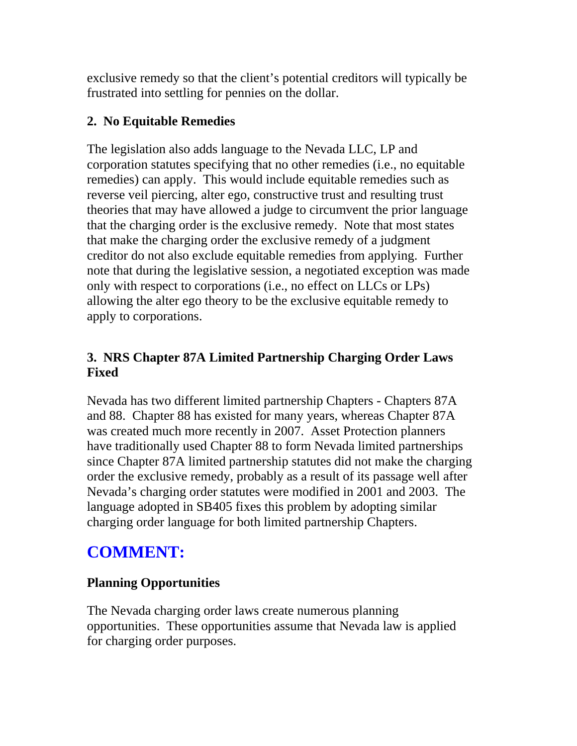exclusive remedy so that the client's potential creditors will typically be frustrated into settling for pennies on the dollar.

### 2. No Equitable Remedies

The legislation also adds language to the Nevada LLC, LP and corporation statutes specifying that no other remedies (i.e., no equitable remedies) can apply. This would include equitable remedies such as reverse veil piercing, alter ego, constructive trust and resulting trust theories that may have allowed a judge to circumvent the prior language that the charging order is the exclusive remedy. Note that most states that make the charging order the exclusive remedy of a judgment creditor do not also exclude equitable remedies from applying. Further note that during the legislative session, a negotiated exception was made only with respect to corporations (i.e., no effect on LLCs or LPs) allowing the alter ego theory to be the exclusive equitable remedy to apply to corporations.

### 3. NRS Chapter 87A Limited Partnership Charging Order Laws Fixed

Nevada has two different limited partnership Chapters - Chapters 87A and 88. Chapter 88 has existed for many years, whereas Chapter 87A was created much more recently in 2007. Asset Protection planners have traditionally used Chapter 88 to form Nevada limited partnerships since Chapter 87A limited partnership statutes did not make the charging order the exclusive remedy, probably as a result of its passage well after Nevada's charging order statutes were modified in 2001 and 2003. The language adopted in SB405 fixes this problem by adopting similar charging order language for both limited partnership Chapters.

## COMMENT:

### Planning Opportunities

The Nevada charging order laws create numerous planning opportunities. These opportunities assume that Nevada law is applied for charging order purposes.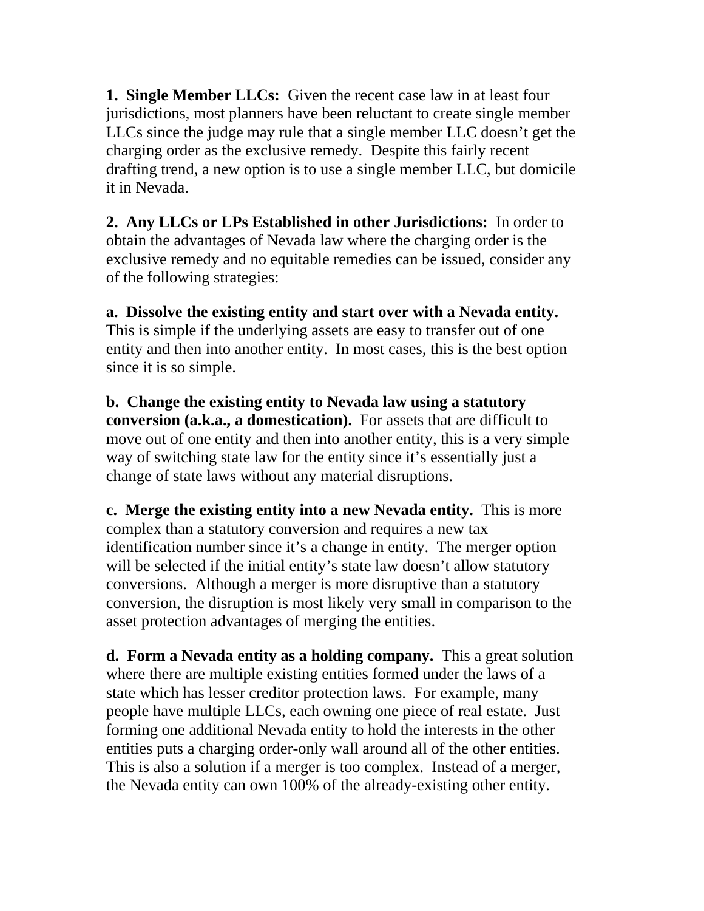**1. Single Member LLCs:** Given the recent case law in at least four jurisdictions, most planners have been reluctant to create single member LLCs since the judge may rule that a single member LLC doesn't get the charging order as the exclusive remedy. Despite this fairly recent drafting trend, a new option is to use a single member LLC, but domicile it in Nevada.

**2. Any LLCs or LPs Established in other Jurisdictions:** In order to obtain the advantages of Nevada law where the charging order is the exclusive remedy and no equitable remedies can be issued, consider any of the following strategies:

**a. Dissolve the existing entity and start over with a Nevada entity.** This is simple if the underlying assets are easy to transfer out of one entity and then into another entity. In most cases, this is the best option since it is so simple.

**b. Change the existing entity to Nevada law using a statutory conversion (a.k.a., a domestication).** For assets that are difficult to move out of one entity and then into another entity, this is a very simple way of switching state law for the entity since it's essentially just a change of state laws without any material disruptions.

**c. Merge the existing entity into a new Nevada entity.** This is more complex than a statutory conversion and requires a new tax identification number since it's a change in entity. The merger option will be selected if the initial entity's state law doesn't allow statutory conversions. Although a merger is more disruptive than a statutory conversion, the disruption is most likely very small in comparison to the asset protection advantages of merging the entities.

**d. Form a Nevada entity as a holding company.** This a great solution where there are multiple existing entities formed under the laws of a state which has lesser creditor protection laws. For example, many people have multiple LLCs, each owning one piece of real estate. Just forming one additional Nevada entity to hold the interests in the other entities puts a charging order-only wall around all of the other entities. This is also a solution if a merger is too complex. Instead of a merger, the Nevada entity can own 100% of the already-existing other entity.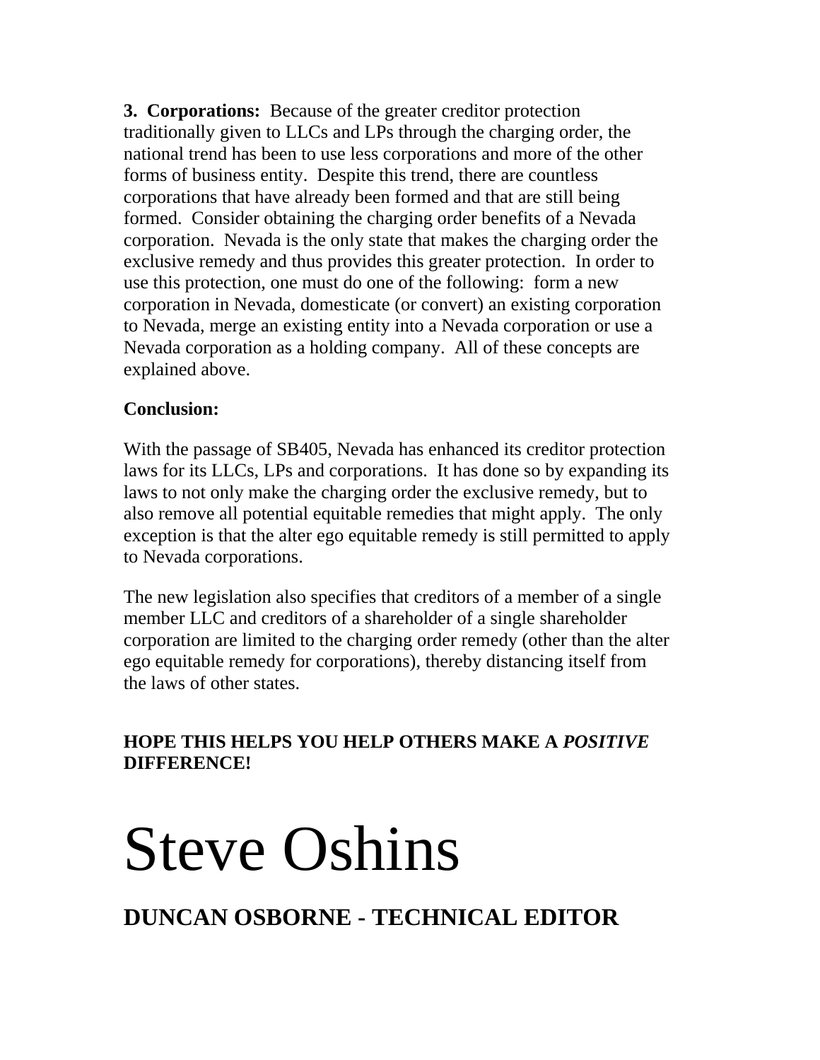**3. Corporations:** Because of the greater creditor protection traditionally given to LLCs and LPs through the charging order, the national trend has been to use less corporations and more of the other forms of business entity. Despite this trend, there are countless corporations that have already been formed and that are still being formed. Consider obtaining the charging order benefits of a Nevada corporation. Nevada is the only state that makes the charging order the exclusive remedy and thus provides this greater protection. In order to use this protection, one must do one of the following: form a new corporation in Nevada, domesticate (or convert) an existing corporation to Nevada, merge an existing entity into a Nevada corporation or use a Nevada corporation as a holding company. All of these concepts are explained above.

**Conclusion:**

With the passage of SB405, Nevada has enhanced its creditor protection laws for its LLCs, LPs and corporations. It has done so by expanding its laws to not only make the charging order the exclusive remedy, but to also remove all potential equitable remedies that might apply. The only exception is that the alter ego equitable remedy is still permitted to apply to Nevada corporations.

The new legislation also specifies that creditors of a member of a single member LLC and creditors of a shareholder of a single shareholder corporation are limited to the charging order remedy (other than the alter ego equitable remedy for corporations), thereby distancing itself from the laws of other states.

**HOPE THIS HELPS YOU HELP OTHERS MAKE A *POSITIVE* DIFFERENCE!**

# Steve Oshins

## DUNCAN OSBORNE - TECHNICAL EDITOR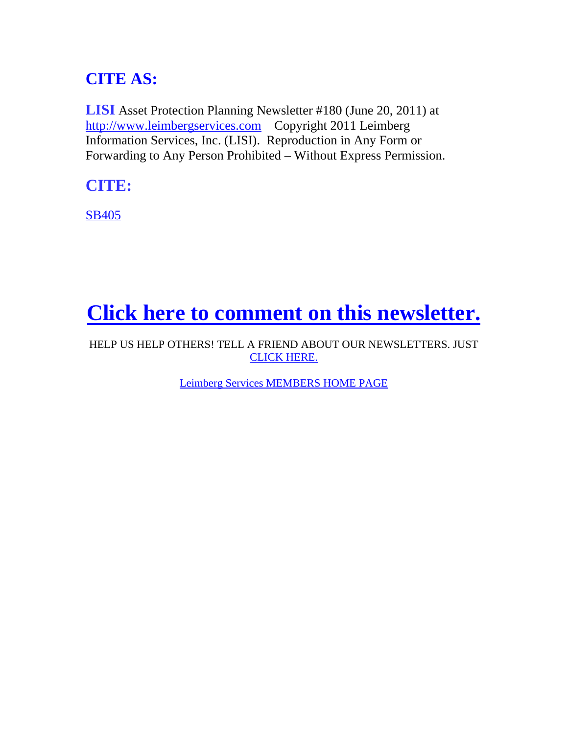## CITE AS:

**LISI** Asset Protection Planning Newsletter #180 (June 20, 2011) at http://www.leimbergservices.com Copyright 2011 Leimberg Information Services, Inc. (LISI). Reproduction in Any Form or Forwarding to Any Person Prohibited – Without Express Permission.

## CITE:

SB405

# Click here to comment on this newsletter.

HELP US HELP OTHERS! TELL A FRIEND ABOUT OUR NEWSLETTERS. JUST CLICK HERE.

Leimberg Services MEMBERS HOME PAGE